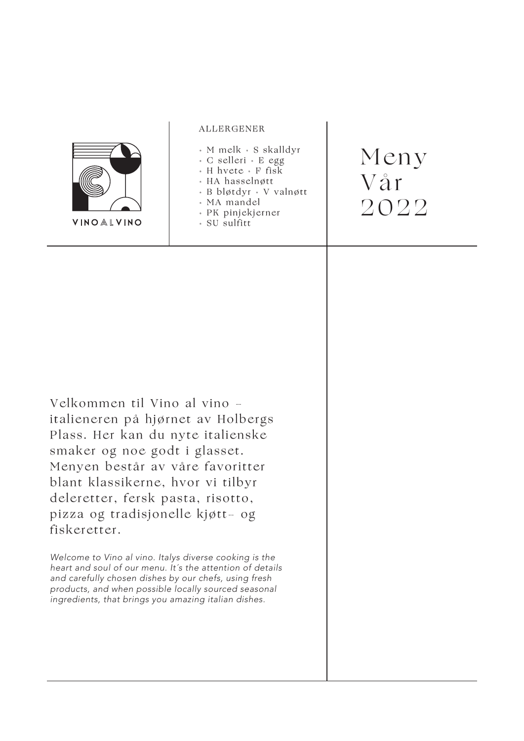VINO AL VINO

ALLERGENER

- M melk • S skalldyr
- C selleri • E egg
- H hvete • F fisk
- HA hasselnøtt
- B bløtdyr • V valnøtt
- MA mandel
- PK pinjekjerner
- SU sulfitt

# Meny Vår 2022

Velkommen til Vino al vino – italieneren på hjørnet av Holbergs Plass. Her kan du nyte italienske smaker og noe godt i glasset. Menyen består av våre favoritter blant klassikerne, hvor vi tilbyr deleretter, fersk pasta, risotto, pizza og tradisjonelle kjøtt- og fiskeretter.

*Welcome to Vino al vino. Italys diverse cooking is the heart and soul of our menu. It´s the attention of details and carefully chosen dishes by our chefs, using fresh products, and when possible locally sourced seasonal ingredients, that brings you amazing italian dishes.*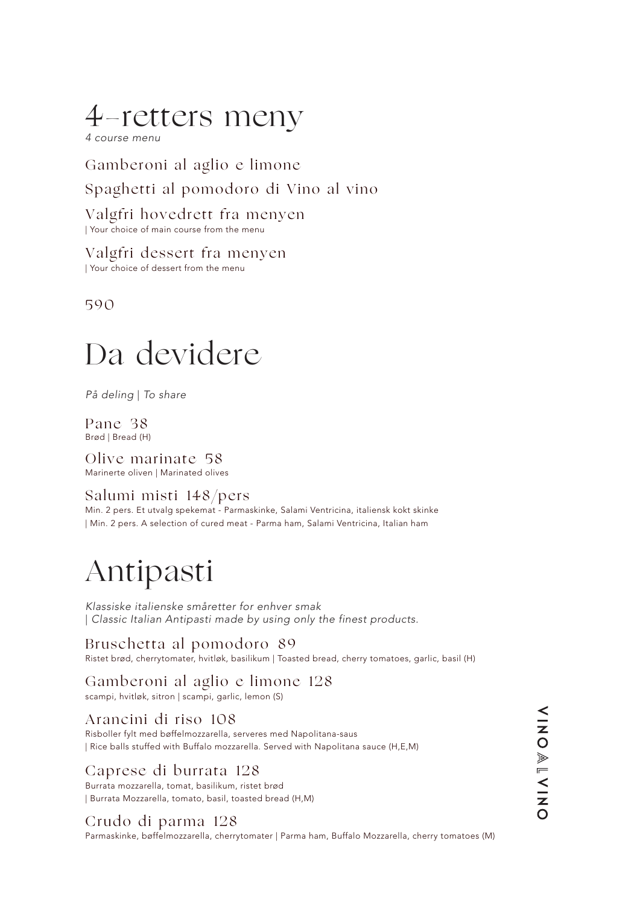# 4-retters meny

*4 course menu*

Gamberoni al aglio e limone

Spaghetti al pomodoro di Vino al vino

Valgfri hovedrett fra menyen
| Your choice of main course from the menu

Valgfri dessert fra menyen
| Your choice of dessert from the menu

590

# Da devidere

*På deling | To share*

Pane 38
Brød | Bread (H)

Olive marinate 58
Marinerte oliven | Marinated olives

Salumi misti 148/pers
Min. 2 pers. Et utvalg spekemat - Parmaskinke, Salami Ventricina, italiensk kokt skinke
| Min. 2 pers. A selection of cured meat - Parma ham, Salami Ventricina, Italian ham

# Antipasti

*Klassiske italienske småretter for enhver smak*
*| Classic Italian Antipasti made by using only the finest products.*

Bruschetta al pomodoro 89
Ristet brød, cherrytomater, hvitløk, basilikum | Toasted bread, cherry tomatoes, garlic, basil (H)

Gamberoni al aglio e limone 128
scampi, hvitløk, sitron | scampi, garlic, lemon (S)

Arancini di riso 108
Risboller fylt med bøffelmozzarella, serveres med Napolitana-saus
| Rice balls stuffed with Buffalo mozzarella. Served with Napolitana sauce (H,E,M)

Caprese di burrata 128
Burrata mozzarella, tomat, basilikum, ristet brød
| Burrata Mozzarella, tomato, basil, toasted bread (H,M)

Crudo di parma 128
Parmaskinke, bøffelmozzarella, cherrytomater | Parma ham, Buffalo Mozzarella, cherry tomatoes (M)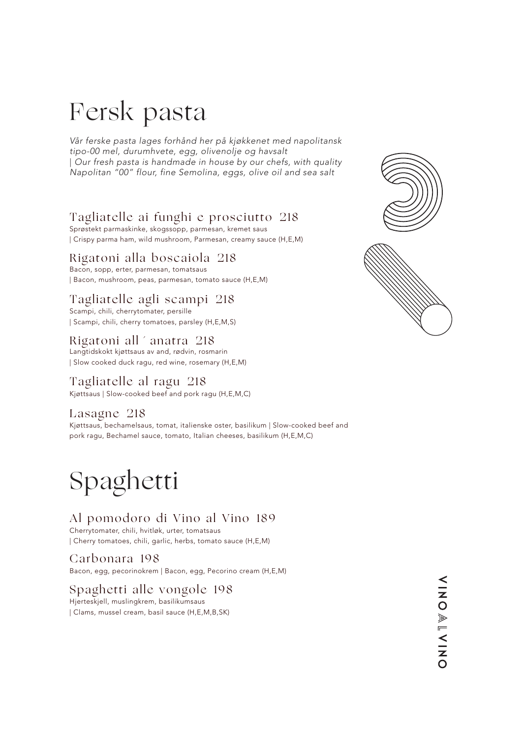# Fersk pasta

*Vår ferske pasta lages forhånd her på kjøkkenet med napolitansk tipo-00 mel, durumhvete, egg, olivenolje og havsalt | Our fresh pasta is handmade in house by our chefs, with quality Napolitan "00" flour, fine Semolina, eggs, olive oil and sea salt*

### Tagliatelle ai funghi e prosciutto 218

Sprøstekt parmaskinke, skogssopp, parmesan, kremet saus
| Crispy parma ham, wild mushroom, Parmesan, creamy sauce (H,E,M)

### Rigatoni alla boscaiola 218

Bacon, sopp, erter, parmesan, tomatsaus
| Bacon, mushroom, peas, parmesan, tomato sauce (H,E,M)

### Tagliatelle agli scampi 218

Scampi, chili, cherrytomater, persille
| Scampi, chili, cherry tomatoes, parsley (H,E,M,S)

### Rigatoni all´anatra 218

Langtidskokt kjøttsaus av and, rødvin, rosmarin
| Slow cooked duck ragu, red wine, rosemary (H,E,M)

### Tagliatelle al ragu 218

Kjøttsaus | Slow-cooked beef and pork ragu (H,E,M,C)

### Lasagne 218

Kjøttsaus, bechamelsaus, tomat, italienske oster, basilikum | Slow-cooked beef and pork ragu, Bechamel sauce, tomato, Italian cheeses, basilikum (H,E,M,C)

# Spaghetti

### Al pomodoro di Vino al Vino 189

Cherrytomater, chili, hvitløk, urter, tomatsaus
| Cherry tomatoes, chili, garlic, herbs, tomato sauce (H,E,M)

### Carbonara 198

Bacon, egg, pecorinokrem | Bacon, egg, Pecorino cream (H,E,M)

### Spaghetti alle vongole 198

Hjerteskjell, muslingkrem, basilikumsaus
| Clams, mussel cream, basil sauce (H,E,M,B,SK)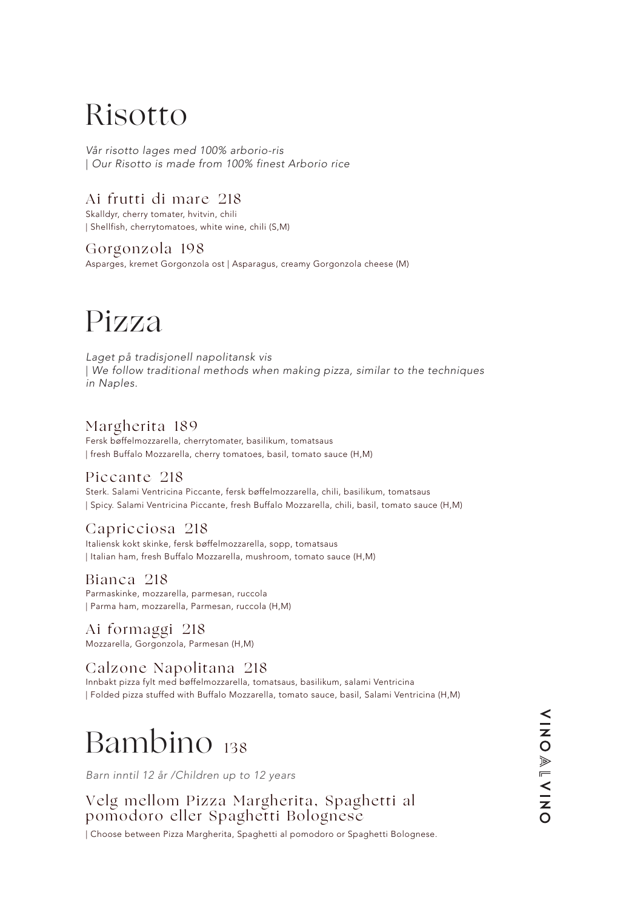# Risotto

*Vår risotto lages med 100% arborio-ris*
*| Our Risotto is made from 100% finest Arborio rice*

### Ai frutti di mare 218

Skalldyr, cherry tomater, hvitvin, chili
| Shellfish, cherrytomatoes, white wine, chili (S,M)

### Gorgonzola 198

Asparges, kremet Gorgonzola ost | Asparagus, creamy Gorgonzola cheese (M)

# Pizza

*Laget på tradisjonell napolitansk vis*
*| We follow traditional methods when making pizza, similar to the techniques in Naples.*

### Margherita 189

Fersk bøffelmozzarella, cherrytomater, basilikum, tomatsaus
| fresh Buffalo Mozzarella, cherry tomatoes, basil, tomato sauce (H,M)

### Piccante 218

Sterk. Salami Ventricina Piccante, fersk bøffelmozzarella, chili, basilikum, tomatsaus
| Spicy. Salami Ventricina Piccante, fresh Buffalo Mozzarella, chili, basil, tomato sauce (H,M)

### Capricciosa 218

Italiensk kokt skinke, fersk bøffelmozzarella, sopp, tomatsaus
| Italian ham, fresh Buffalo Mozzarella, mushroom, tomato sauce (H,M)

### Bianca 218

Parmaskinke, mozzarella, parmesan, ruccola
| Parma ham, mozzarella, Parmesan, ruccola (H,M)

### Ai formaggi 218

Mozzarella, Gorgonzola, Parmesan (H,M)

### Calzone Napolitana 218

Innbakt pizza fylt med bøffelmozzarella, tomatsaus, basilikum, salami Ventricina
| Folded pizza stuffed with Buffalo Mozzarella, tomato sauce, basil, Salami Ventricina (H,M)

# Bambino 138

*Barn inntil 12 år /Children up to 12 years*

### Velg mellom Pizza Margherita, Spaghetti al pomodoro eller Spaghetti Bolognese

| Choose between Pizza Margherita, Spaghetti al pomodoro or Spaghetti Bolognese.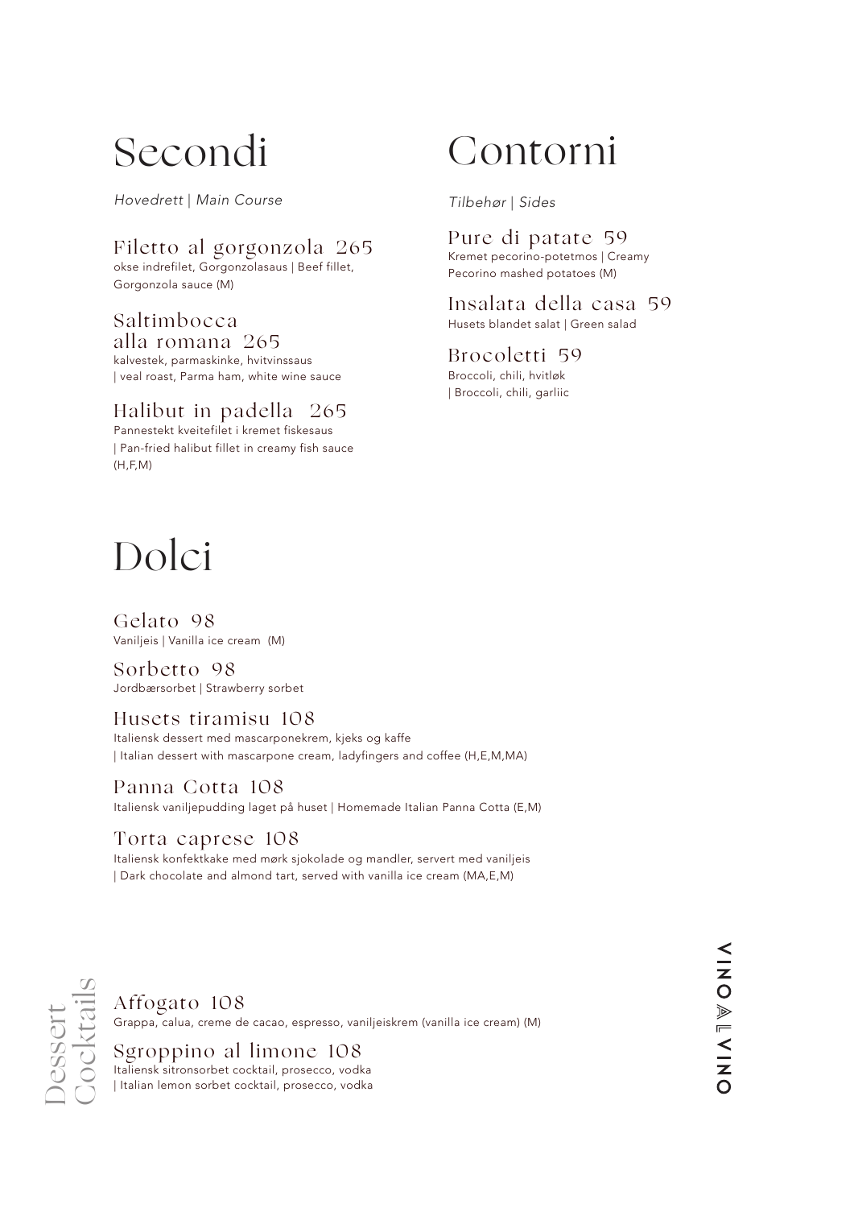# Secondi

*Hovedrett | Main Course*

### Filetto al gorgonzola 265
okse indrefilet, Gorgonzolasaus | Beef fillet, Gorgonzola sauce (M)

### Saltimbocca alla romana 265
kalvestek, parmaskinke, hvitvinssaus | veal roast, Parma ham, white wine sauce

### Halibut in padella 265
Pannestekt kveitefilet i kremet fiskesaus | Pan-fried halibut fillet in creamy fish sauce (H,F,M)

# Contorni

*Tilbehør | Sides*

### Pure di patate 59
Kremet pecorino-potetmos | Creamy Pecorino mashed potatoes (M)

### Insalata della casa 59
Husets blandet salat | Green salad

### Brocoletti 59
Broccoli, chili, hvitløk | Broccoli, chili, garliic

# Dolci

### Gelato 98
Vaniljeis | Vanilla ice cream (M)

### Sorbetto 98
Jordbærsorbet | Strawberry sorbet

### Husets tiramisu 108
Italiensk dessert med mascarponekrem, kjeks og kaffe | Italian dessert with mascarpone cream, ladyfingers and coffee (H,E,M,MA)

### Panna Cotta 108
Italiensk vaniljepudding laget på huset | Homemade Italian Panna Cotta (E,M)

### Torta caprese 108
Italiensk konfektkake med mørk sjokolade og mandler, servert med vaniljeis | Dark chocolate and almond tart, served with vanilla ice cream (MA,E,M)

## Dessert Cocktails

### Affogato 108
Grappa, calua, creme de cacao, espresso, vaniljeiskrem (vanilla ice cream) (M)

### Sgroppino al limone 108
Italiensk sitronsorbet cocktail, prosecco, vodka | Italian lemon sorbet cocktail, prosecco, vodka

VINO AL VINO